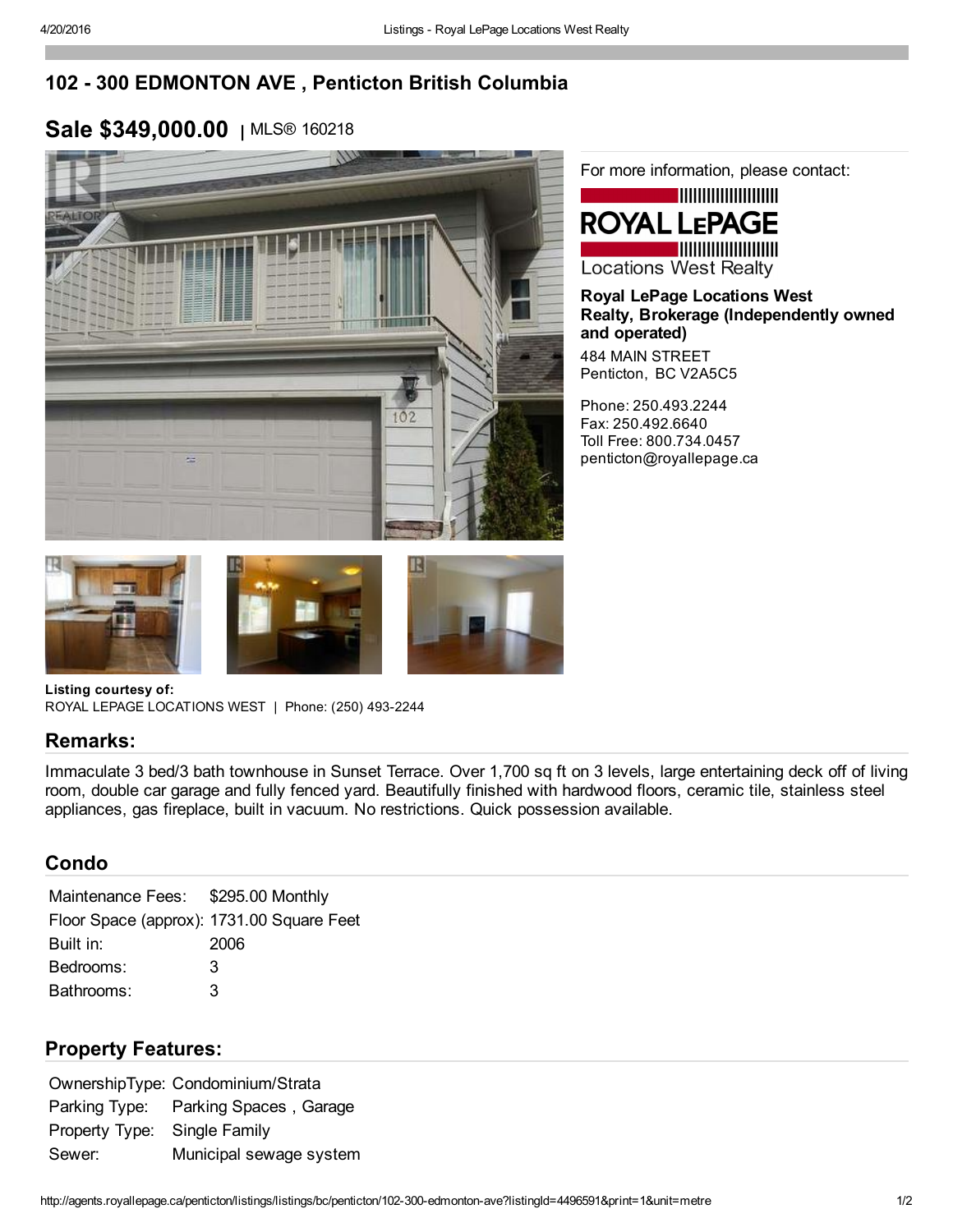# 102 - 300 EDMONTON AVE , Penticton British Columbia

## Sale $349,000.00 | MLS® 160218

For more information, please contact:

ROYAL LEPAGE
Locations West Realty

**Royal LePage Locations West Realty, Brokerage (Independently owned and operated)**

484 MAIN STREET
Penticton, BC V2A5C5

Phone: 250.493.2244
Fax: 250.492.6640
Toll Free: 800.734.0457
penticton@royallepage.ca

**Listing courtesy of:**
ROYAL LEPAGE LOCATIONS WEST | Phone: (250) 493-2244

## Remarks:

Immaculate 3 bed/3 bath townhouse in Sunset Terrace. Over 1,700 sq ft on 3 levels, large entertaining deck off of living room, double car garage and fully fenced yard. Beautifully finished with hardwood floors, ceramic tile, stainless steel appliances, gas fireplace, built in vacuum. No restrictions. Quick possession available.

## Condo

| | |
|---|---|
| Maintenance Fees: | $295.00 Monthly |
| Floor Space (approx): | 1731.00 Square Feet |
| Built in: | 2006 |
| Bedrooms: | 3 |
| Bathrooms: | 3 |

## Property Features:

| | |
|---|---|
| OwnershipType: | Condominium/Strata |
| Parking Type: | Parking Spaces , Garage |
| Property Type: | Single Family |
| Sewer: | Municipal sewage system |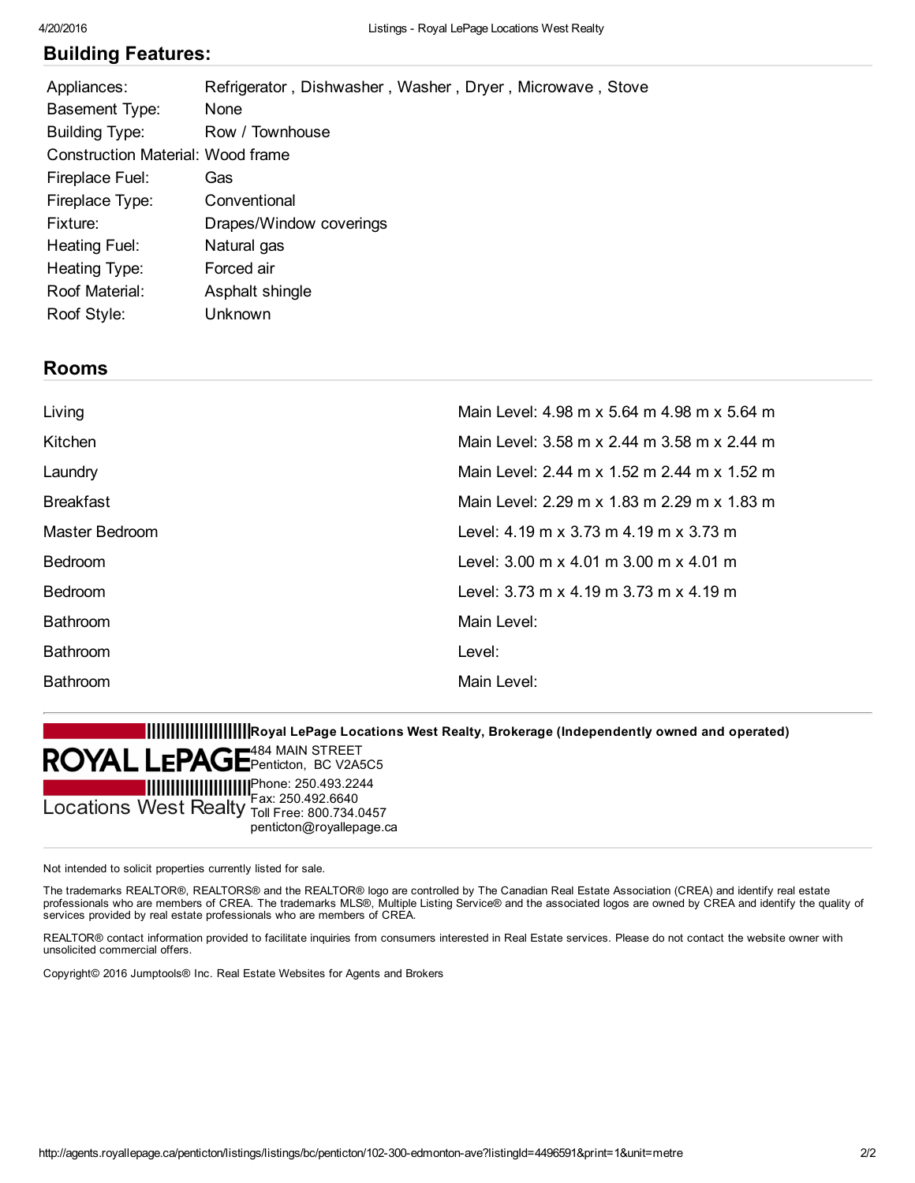## Building Features:

| | |
|---|---|
| Appliances: | Refrigerator , Dishwasher , Washer , Dryer , Microwave , Stove |
| Basement Type: | None |
| Building Type: | Row / Townhouse |
| Construction Material: | Wood frame |
| Fireplace Fuel: | Gas |
| Fireplace Type: | Conventional |
| Fixture: | Drapes/Window coverings |
| Heating Fuel: | Natural gas |
| Heating Type: | Forced air |
| Roof Material: | Asphalt shingle |
| Roof Style: | Unknown |

## Rooms

| | |
|---|---|
| Living | Main Level: 4.98 m x 5.64 m 4.98 m x 5.64 m |
| Kitchen | Main Level: 3.58 m x 2.44 m 3.58 m x 2.44 m |
| Laundry | Main Level: 2.44 m x 1.52 m 2.44 m x 1.52 m |
| Breakfast | Main Level: 2.29 m x 1.83 m 2.29 m x 1.83 m |
| Master Bedroom | Level: 4.19 m x 3.73 m 4.19 m x 3.73 m |
| Bedroom | Level: 3.00 m x 4.01 m 3.00 m x 4.01 m |
| Bedroom | Level: 3.73 m x 4.19 m 3.73 m x 4.19 m |
| Bathroom | Main Level: |
| Bathroom | Level: |
| Bathroom | Main Level: |

**Royal LePage Locations West Realty, Brokerage (Independently owned and operated)**

ROYAL LEPAGE
Locations West Realty

484 MAIN STREET
Penticton, BC V2A5C5
Phone: 250.493.2244
Fax: 250.492.6640
Toll Free: 800.734.0457
penticton@royallepage.ca

Not intended to solicit properties currently listed for sale.

The trademarks REALTOR®, REALTORS® and the REALTOR® logo are controlled by The Canadian Real Estate Association (CREA) and identify real estate professionals who are members of CREA. The trademarks MLS®, Multiple Listing Service® and the associated logos are owned by CREA and identify the quality of services provided by real estate professionals who are members of CREA.

REALTOR® contact information provided to facilitate inquiries from consumers interested in Real Estate services. Please do not contact the website owner with unsolicited commercial offers.

Copyright© 2016 Jumptools® Inc. Real Estate Websites for Agents and Brokers